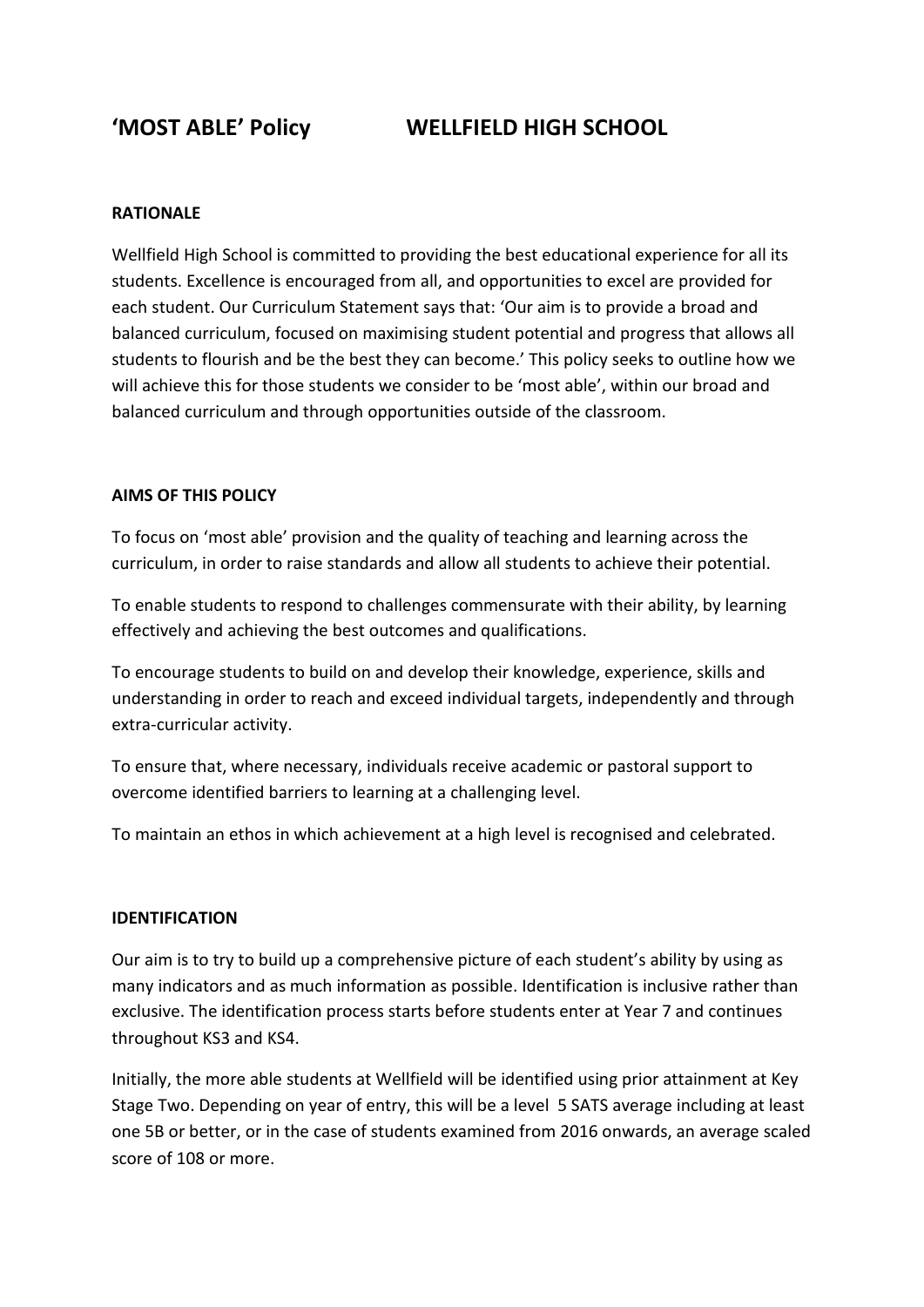# 'MOST ABLE' Policy WELLFIELD HIGH SCHOOL

## RATIONALE

Wellfield High School is committed to providing the best educational experience for all its students. Excellence is encouraged from all, and opportunities to excel are provided for each student. Our Curriculum Statement says that: 'Our aim is to provide a broad and balanced curriculum, focused on maximising student potential and progress that allows all students to flourish and be the best they can become.' This policy seeks to outline how we will achieve this for those students we consider to be 'most able', within our broad and balanced curriculum and through opportunities outside of the classroom.

## AIMS OF THIS POLICY

To focus on 'most able' provision and the quality of teaching and learning across the curriculum, in order to raise standards and allow all students to achieve their potential.

To enable students to respond to challenges commensurate with their ability, by learning effectively and achieving the best outcomes and qualifications.

To encourage students to build on and develop their knowledge, experience, skills and understanding in order to reach and exceed individual targets, independently and through extra-curricular activity.

To ensure that, where necessary, individuals receive academic or pastoral support to overcome identified barriers to learning at a challenging level.

To maintain an ethos in which achievement at a high level is recognised and celebrated.

## IDENTIFICATION

Our aim is to try to build up a comprehensive picture of each student's ability by using as many indicators and as much information as possible. Identification is inclusive rather than exclusive. The identification process starts before students enter at Year 7 and continues throughout KS3 and KS4.

Initially, the more able students at Wellfield will be identified using prior attainment at Key Stage Two. Depending on year of entry, this will be a level 5 SATS average including at least one 5B or better, or in the case of students examined from 2016 onwards, an average scaled score of 108 or more.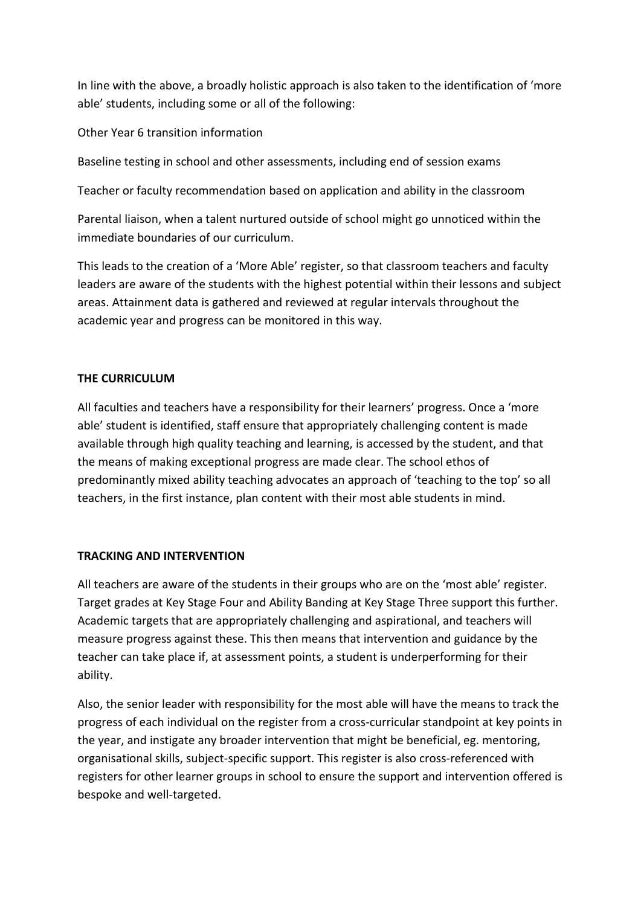In line with the above, a broadly holistic approach is also taken to the identification of 'more able' students, including some or all of the following:

Other Year 6 transition information

Baseline testing in school and other assessments, including end of session exams

Teacher or faculty recommendation based on application and ability in the classroom

Parental liaison, when a talent nurtured outside of school might go unnoticed within the immediate boundaries of our curriculum.

This leads to the creation of a 'More Able' register, so that classroom teachers and faculty leaders are aware of the students with the highest potential within their lessons and subject areas. Attainment data is gathered and reviewed at regular intervals throughout the academic year and progress can be monitored in this way.

## THE CURRICULUM

All faculties and teachers have a responsibility for their learners' progress. Once a 'more able' student is identified, staff ensure that appropriately challenging content is made available through high quality teaching and learning, is accessed by the student, and that the means of making exceptional progress are made clear. The school ethos of predominantly mixed ability teaching advocates an approach of 'teaching to the top' so all teachers, in the first instance, plan content with their most able students in mind.

## TRACKING AND INTERVENTION

All teachers are aware of the students in their groups who are on the 'most able' register. Target grades at Key Stage Four and Ability Banding at Key Stage Three support this further. Academic targets that are appropriately challenging and aspirational, and teachers will measure progress against these. This then means that intervention and guidance by the teacher can take place if, at assessment points, a student is underperforming for their ability.

Also, the senior leader with responsibility for the most able will have the means to track the progress of each individual on the register from a cross-curricular standpoint at key points in the year, and instigate any broader intervention that might be beneficial, eg. mentoring, organisational skills, subject-specific support. This register is also cross-referenced with registers for other learner groups in school to ensure the support and intervention offered is bespoke and well-targeted.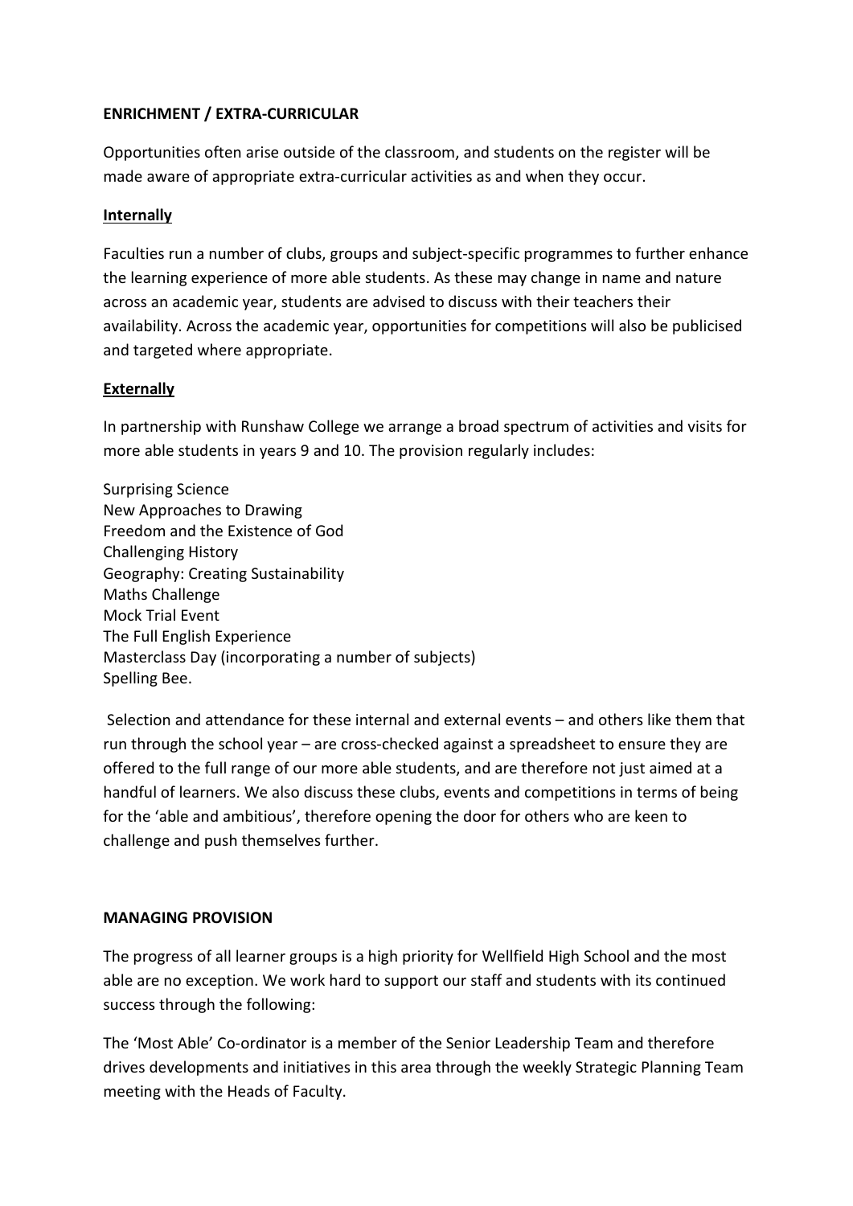**ENRICHMENT / EXTRA-CURRICULAR**

Opportunities often arise outside of the classroom, and students on the register will be made aware of appropriate extra-curricular activities as and when they occur.

**Internally**

Faculties run a number of clubs, groups and subject-specific programmes to further enhance the learning experience of more able students. As these may change in name and nature across an academic year, students are advised to discuss with their teachers their availability. Across the academic year, opportunities for competitions will also be publicised and targeted where appropriate.

**Externally**

In partnership with Runshaw College we arrange a broad spectrum of activities and visits for more able students in years 9 and 10. The provision regularly includes:

Surprising Science
New Approaches to Drawing
Freedom and the Existence of God
Challenging History
Geography: Creating Sustainability
Maths Challenge
Mock Trial Event
The Full English Experience
Masterclass Day (incorporating a number of subjects)
Spelling Bee.

Selection and attendance for these internal and external events – and others like them that run through the school year – are cross-checked against a spreadsheet to ensure they are offered to the full range of our more able students, and are therefore not just aimed at a handful of learners. We also discuss these clubs, events and competitions in terms of being for the 'able and ambitious', therefore opening the door for others who are keen to challenge and push themselves further.

**MANAGING PROVISION**

The progress of all learner groups is a high priority for Wellfield High School and the most able are no exception. We work hard to support our staff and students with its continued success through the following:

The 'Most Able' Co-ordinator is a member of the Senior Leadership Team and therefore drives developments and initiatives in this area through the weekly Strategic Planning Team meeting with the Heads of Faculty.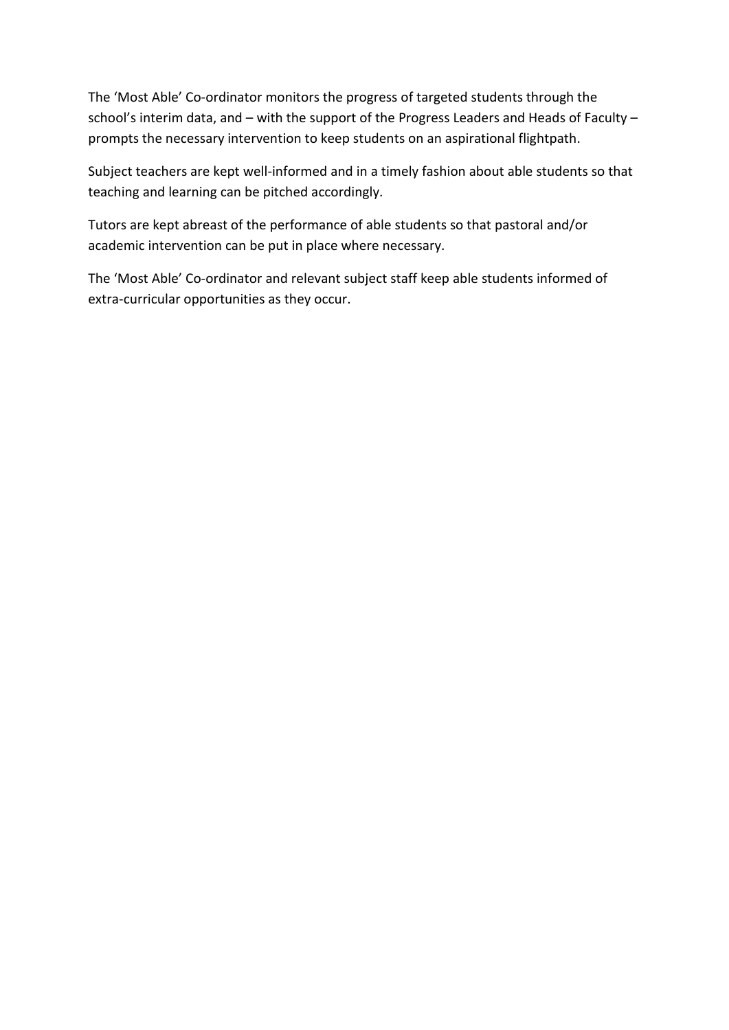The 'Most Able' Co-ordinator monitors the progress of targeted students through the school's interim data, and – with the support of the Progress Leaders and Heads of Faculty – prompts the necessary intervention to keep students on an aspirational flightpath.

Subject teachers are kept well-informed and in a timely fashion about able students so that teaching and learning can be pitched accordingly.

Tutors are kept abreast of the performance of able students so that pastoral and/or academic intervention can be put in place where necessary.

The 'Most Able' Co-ordinator and relevant subject staff keep able students informed of extra-curricular opportunities as they occur.